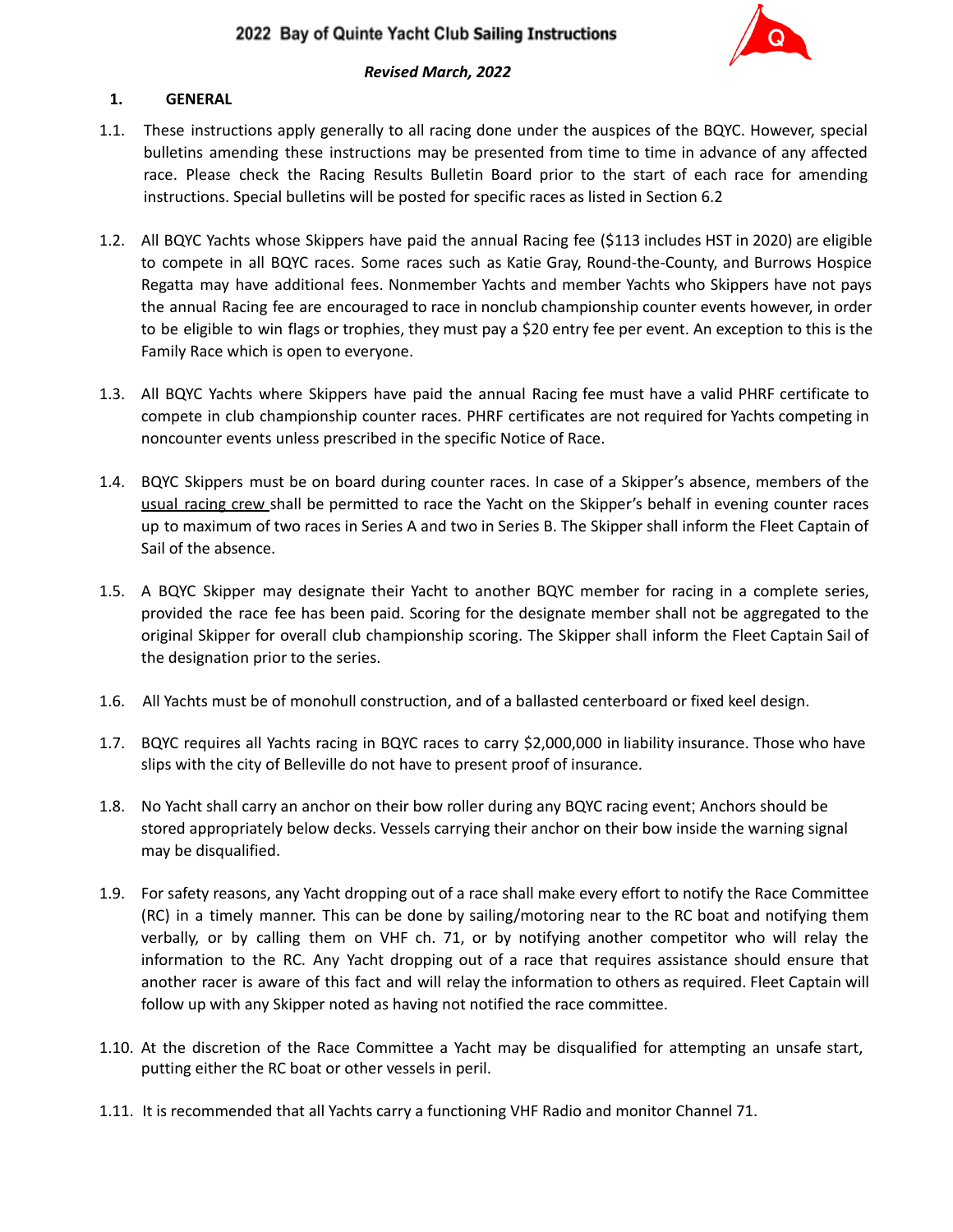# 2022 Bay of Quinte Yacht Club Sailing Instructions

***Revised March, 2022***

## 1. GENERAL

1.1. These instructions apply generally to all racing done under the auspices of the BQYC. However, special bulletins amending these instructions may be presented from time to time in advance of any affected race. Please check the Racing Results Bulletin Board prior to the start of each race for amending instructions. Special bulletins will be posted for specific races as listed in Section 6.2

1.2. All BQYC Yachts whose Skippers have paid the annual Racing fee ($113 includes HST in 2020) are eligible to compete in all BQYC races. Some races such as Katie Gray, Round-the-County, and Burrows Hospice Regatta may have additional fees. Nonmember Yachts and member Yachts who Skippers have not pays the annual Racing fee are encouraged to race in nonclub championship counter events however, in order to be eligible to win flags or trophies, they must pay a $20 entry fee per event. An exception to this is the Family Race which is open to everyone.

1.3. All BQYC Yachts where Skippers have paid the annual Racing fee must have a valid PHRF certificate to compete in club championship counter races. PHRF certificates are not required for Yachts competing in noncounter events unless prescribed in the specific Notice of Race.

1.4. BQYC Skippers must be on board during counter races. In case of a Skipper's absence, members of the usual racing crew shall be permitted to race the Yacht on the Skipper's behalf in evening counter races up to maximum of two races in Series A and two in Series B. The Skipper shall inform the Fleet Captain of Sail of the absence.

1.5. A BQYC Skipper may designate their Yacht to another BQYC member for racing in a complete series, provided the race fee has been paid. Scoring for the designate member shall not be aggregated to the original Skipper for overall club championship scoring. The Skipper shall inform the Fleet Captain Sail of the designation prior to the series.

1.6. All Yachts must be of monohull construction, and of a ballasted centerboard or fixed keel design.

1.7. BQYC requires all Yachts racing in BQYC races to carry $2,000,000 in liability insurance. Those who have slips with the city of Belleville do not have to present proof of insurance.

1.8. No Yacht shall carry an anchor on their bow roller during any BQYC racing event; Anchors should be stored appropriately below decks. Vessels carrying their anchor on their bow inside the warning signal may be disqualified.

1.9. For safety reasons, any Yacht dropping out of a race shall make every effort to notify the Race Committee (RC) in a timely manner. This can be done by sailing/motoring near to the RC boat and notifying them verbally, or by calling them on VHF ch. 71, or by notifying another competitor who will relay the information to the RC. Any Yacht dropping out of a race that requires assistance should ensure that another racer is aware of this fact and will relay the information to others as required. Fleet Captain will follow up with any Skipper noted as having not notified the race committee.

1.10. At the discretion of the Race Committee a Yacht may be disqualified for attempting an unsafe start, putting either the RC boat or other vessels in peril.

1.11. It is recommended that all Yachts carry a functioning VHF Radio and monitor Channel 71.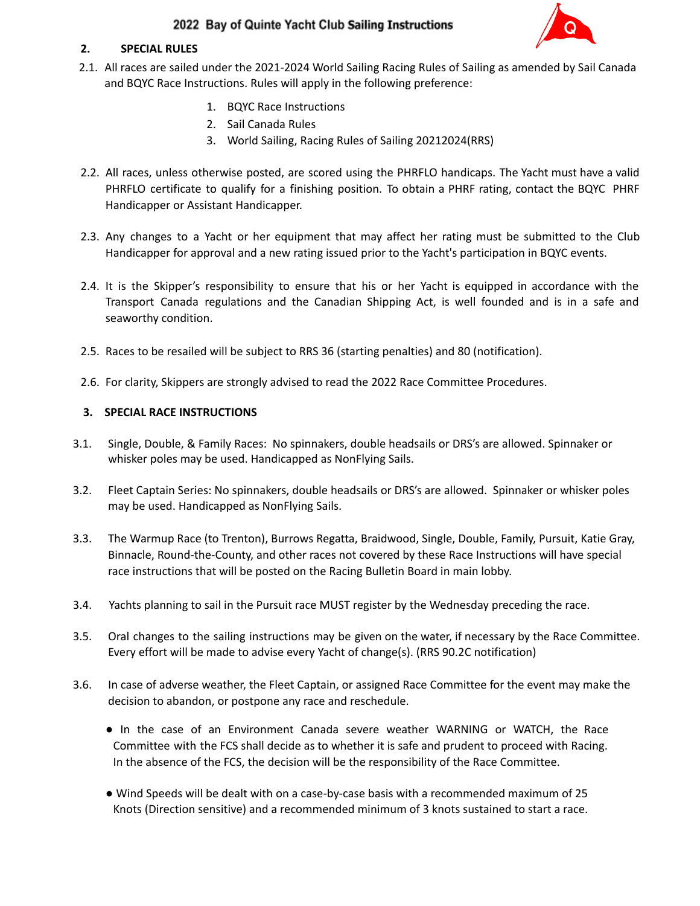## 2. SPECIAL RULES

2.1. All races are sailed under the 2021-2024 World Sailing Racing Rules of Sailing as amended by Sail Canada and BQYC Race Instructions. Rules will apply in the following preference:

1. BQYC Race Instructions
2. Sail Canada Rules
3. World Sailing, Racing Rules of Sailing 20212024(RRS)

2.2. All races, unless otherwise posted, are scored using the PHRFLO handicaps. The Yacht must have a valid PHRFLO certificate to qualify for a finishing position. To obtain a PHRF rating, contact the BQYC PHRF Handicapper or Assistant Handicapper.

2.3. Any changes to a Yacht or her equipment that may affect her rating must be submitted to the Club Handicapper for approval and a new rating issued prior to the Yacht's participation in BQYC events.

2.4. It is the Skipper's responsibility to ensure that his or her Yacht is equipped in accordance with the Transport Canada regulations and the Canadian Shipping Act, is well founded and is in a safe and seaworthy condition.

2.5. Races to be resailed will be subject to RRS 36 (starting penalties) and 80 (notification).

2.6. For clarity, Skippers are strongly advised to read the 2022 Race Committee Procedures.

## 3. SPECIAL RACE INSTRUCTIONS

3.1. Single, Double, & Family Races: No spinnakers, double headsails or DRS's are allowed. Spinnaker or whisker poles may be used. Handicapped as NonFlying Sails.

3.2. Fleet Captain Series: No spinnakers, double headsails or DRS's are allowed. Spinnaker or whisker poles may be used. Handicapped as NonFlying Sails.

3.3. The Warmup Race (to Trenton), Burrows Regatta, Braidwood, Single, Double, Family, Pursuit, Katie Gray, Binnacle, Round-the-County, and other races not covered by these Race Instructions will have special race instructions that will be posted on the Racing Bulletin Board in main lobby.

3.4. Yachts planning to sail in the Pursuit race MUST register by the Wednesday preceding the race.

3.5. Oral changes to the sailing instructions may be given on the water, if necessary by the Race Committee. Every effort will be made to advise every Yacht of change(s). (RRS 90.2C notification)

3.6. In case of adverse weather, the Fleet Captain, or assigned Race Committee for the event may make the decision to abandon, or postpone any race and reschedule.

- In the case of an Environment Canada severe weather WARNING or WATCH, the Race Committee with the FCS shall decide as to whether it is safe and prudent to proceed with Racing. In the absence of the FCS, the decision will be the responsibility of the Race Committee.
- Wind Speeds will be dealt with on a case-by-case basis with a recommended maximum of 25 Knots (Direction sensitive) and a recommended minimum of 3 knots sustained to start a race.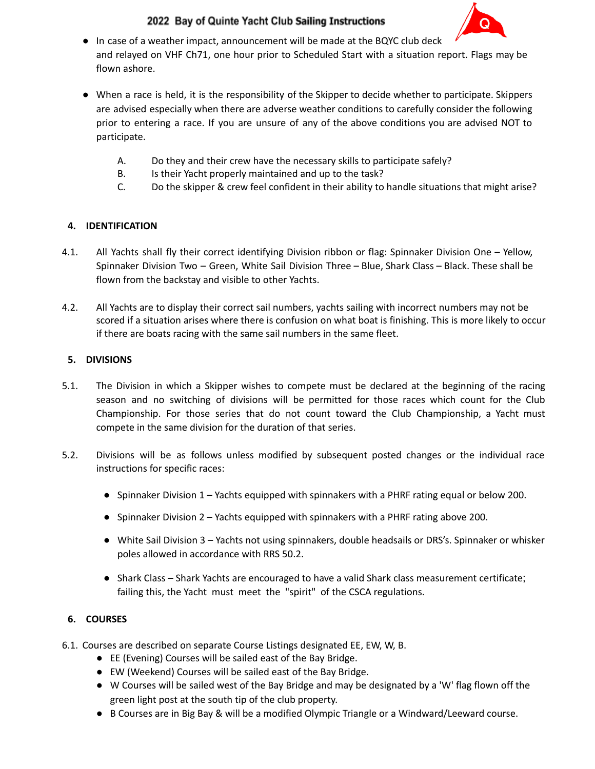- In case of a weather impact, announcement will be made at the BQYC club deck and relayed on VHF Ch71, one hour prior to Scheduled Start with a situation report. Flags may be flown ashore.

- When a race is held, it is the responsibility of the Skipper to decide whether to participate. Skippers are advised especially when there are adverse weather conditions to carefully consider the following prior to entering a race. If you are unsure of any of the above conditions you are advised NOT to participate.

    A. Do they and their crew have the necessary skills to participate safely?
    B. Is their Yacht properly maintained and up to the task?
    C. Do the skipper & crew feel confident in their ability to handle situations that might arise?

## 4. IDENTIFICATION

4.1. All Yachts shall fly their correct identifying Division ribbon or flag: Spinnaker Division One – Yellow, Spinnaker Division Two – Green, White Sail Division Three – Blue, Shark Class – Black. These shall be flown from the backstay and visible to other Yachts.

4.2. All Yachts are to display their correct sail numbers, yachts sailing with incorrect numbers may not be scored if a situation arises where there is confusion on what boat is finishing. This is more likely to occur if there are boats racing with the same sail numbers in the same fleet.

## 5. DIVISIONS

5.1. The Division in which a Skipper wishes to compete must be declared at the beginning of the racing season and no switching of divisions will be permitted for those races which count for the Club Championship. For those series that do not count toward the Club Championship, a Yacht must compete in the same division for the duration of that series.

5.2. Divisions will be as follows unless modified by subsequent posted changes or the individual race instructions for specific races:

- Spinnaker Division 1 – Yachts equipped with spinnakers with a PHRF rating equal or below 200.
- Spinnaker Division 2 – Yachts equipped with spinnakers with a PHRF rating above 200.
- White Sail Division 3 – Yachts not using spinnakers, double headsails or DRS's. Spinnaker or whisker poles allowed in accordance with RRS 50.2.
- Shark Class – Shark Yachts are encouraged to have a valid Shark class measurement certificate; failing this, the Yacht must meet the "spirit" of the CSCA regulations.

## 6. COURSES

6.1. Courses are described on separate Course Listings designated EE, EW, W, B.

- EE (Evening) Courses will be sailed east of the Bay Bridge.
- EW (Weekend) Courses will be sailed east of the Bay Bridge.
- W Courses will be sailed west of the Bay Bridge and may be designated by a 'W' flag flown off the green light post at the south tip of the club property.
- B Courses are in Big Bay & will be a modified Olympic Triangle or a Windward/Leeward course.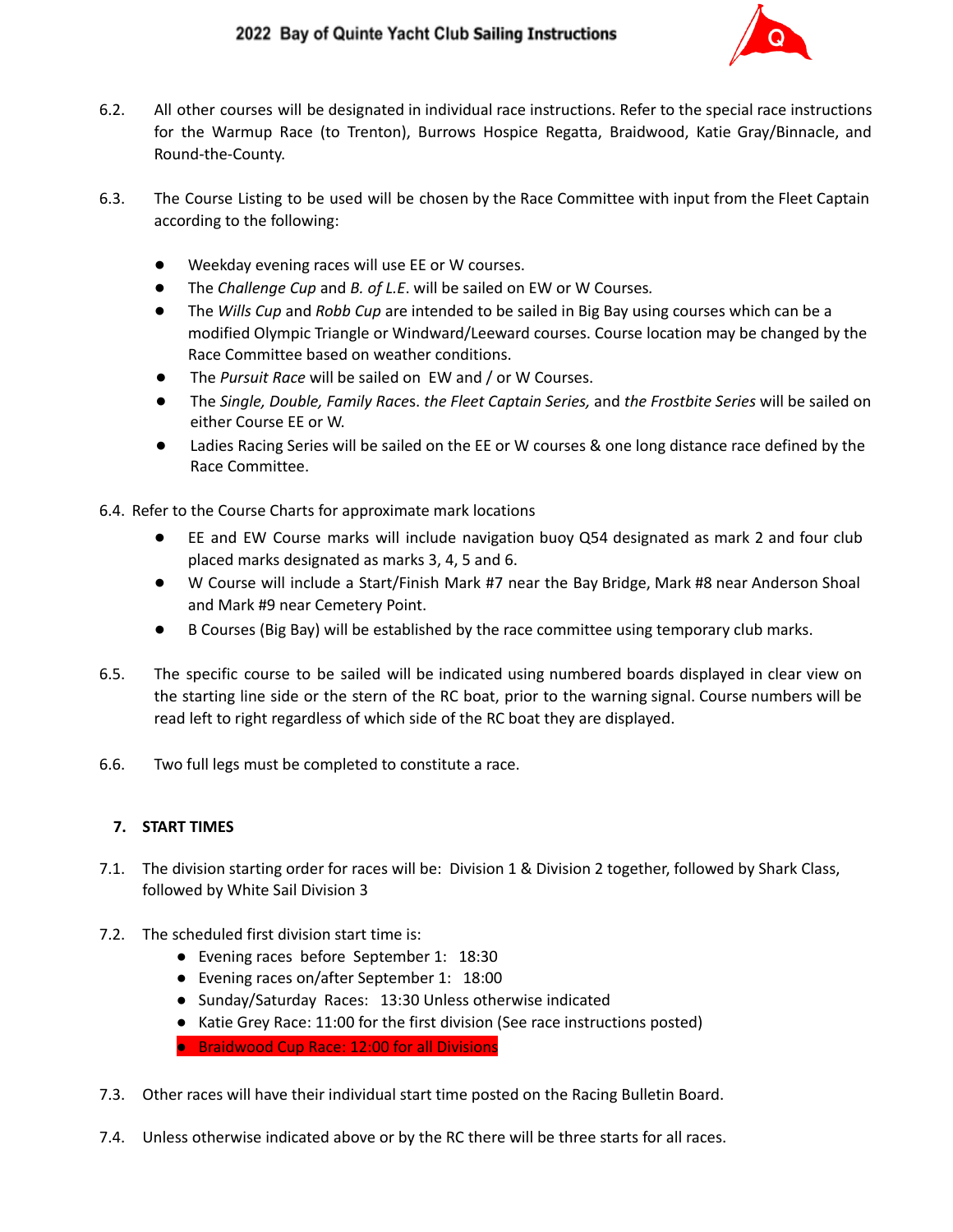6.2. All other courses will be designated in individual race instructions. Refer to the special race instructions for the Warmup Race (to Trenton), Burrows Hospice Regatta, Braidwood, Katie Gray/Binnacle, and Round-the-County.

6.3. The Course Listing to be used will be chosen by the Race Committee with input from the Fleet Captain according to the following:

- Weekday evening races will use EE or W courses.
- The *Challenge Cup* and *B. of L.E*. will be sailed on EW or W Courses*.*
- The *Wills Cup* and *Robb Cup* are intended to be sailed in Big Bay using courses which can be a modified Olympic Triangle or Windward/Leeward courses. Course location may be changed by the Race Committee based on weather conditions.
- The *Pursuit Race* will be sailed on EW and / or W Courses.
- The *Single, Double, Family Race*s. *the Fleet Captain Series,* and *the Frostbite Series* will be sailed on either Course EE or W.
- Ladies Racing Series will be sailed on the EE or W courses & one long distance race defined by the Race Committee.

6.4. Refer to the Course Charts for approximate mark locations

- EE and EW Course marks will include navigation buoy Q54 designated as mark 2 and four club placed marks designated as marks 3, 4, 5 and 6.
- W Course will include a Start/Finish Mark #7 near the Bay Bridge, Mark #8 near Anderson Shoal and Mark #9 near Cemetery Point.
- B Courses (Big Bay) will be established by the race committee using temporary club marks.

6.5. The specific course to be sailed will be indicated using numbered boards displayed in clear view on the starting line side or the stern of the RC boat, prior to the warning signal. Course numbers will be read left to right regardless of which side of the RC boat they are displayed.

6.6. Two full legs must be completed to constitute a race.

## 7. START TIMES

7.1. The division starting order for races will be: Division 1 & Division 2 together, followed by Shark Class, followed by White Sail Division 3

7.2. The scheduled first division start time is:

- Evening races before September 1: 18:30
- Evening races on/after September 1: 18:00
- Sunday/Saturday Races: 13:30 Unless otherwise indicated
- Katie Grey Race: 11:00 for the first division (See race instructions posted)
- Braidwood Cup Race: 12:00 for all Divisions

7.3. Other races will have their individual start time posted on the Racing Bulletin Board.

7.4. Unless otherwise indicated above or by the RC there will be three starts for all races.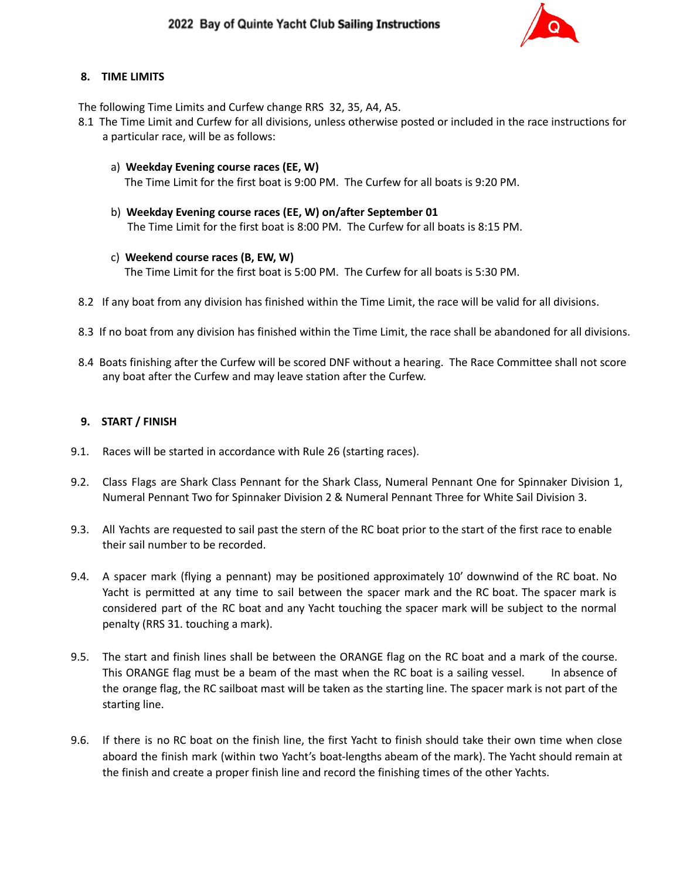## 8. TIME LIMITS

The following Time Limits and Curfew change RRS 32, 35, A4, A5.

8.1 The Time Limit and Curfew for all divisions, unless otherwise posted or included in the race instructions for a particular race, will be as follows:

a) **Weekday Evening course races (EE, W)**
The Time Limit for the first boat is 9:00 PM. The Curfew for all boats is 9:20 PM.

b) **Weekday Evening course races (EE, W) on/after September 01**
The Time Limit for the first boat is 8:00 PM. The Curfew for all boats is 8:15 PM.

c) **Weekend course races (B, EW, W)**
The Time Limit for the first boat is 5:00 PM. The Curfew for all boats is 5:30 PM.

8.2 If any boat from any division has finished within the Time Limit, the race will be valid for all divisions.

8.3 If no boat from any division has finished within the Time Limit, the race shall be abandoned for all divisions.

8.4 Boats finishing after the Curfew will be scored DNF without a hearing. The Race Committee shall not score any boat after the Curfew and may leave station after the Curfew.

## 9. START / FINISH

9.1. Races will be started in accordance with Rule 26 (starting races).

9.2. Class Flags are Shark Class Pennant for the Shark Class, Numeral Pennant One for Spinnaker Division 1, Numeral Pennant Two for Spinnaker Division 2 & Numeral Pennant Three for White Sail Division 3.

9.3. All Yachts are requested to sail past the stern of the RC boat prior to the start of the first race to enable their sail number to be recorded.

9.4. A spacer mark (flying a pennant) may be positioned approximately 10' downwind of the RC boat. No Yacht is permitted at any time to sail between the spacer mark and the RC boat. The spacer mark is considered part of the RC boat and any Yacht touching the spacer mark will be subject to the normal penalty (RRS 31. touching a mark).

9.5. The start and finish lines shall be between the ORANGE flag on the RC boat and a mark of the course. This ORANGE flag must be a beam of the mast when the RC boat is a sailing vessel. In absence of the orange flag, the RC sailboat mast will be taken as the starting line. The spacer mark is not part of the starting line.

9.6. If there is no RC boat on the finish line, the first Yacht to finish should take their own time when close aboard the finish mark (within two Yacht's boat-lengths abeam of the mark). The Yacht should remain at the finish and create a proper finish line and record the finishing times of the other Yachts.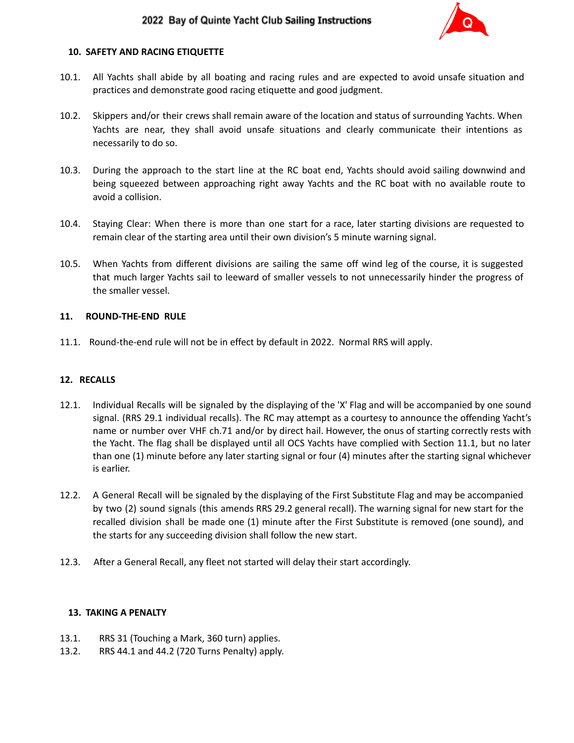## 10. SAFETY AND RACING ETIQUETTE

10.1. All Yachts shall abide by all boating and racing rules and are expected to avoid unsafe situation and practices and demonstrate good racing etiquette and good judgment.

10.2. Skippers and/or their crews shall remain aware of the location and status of surrounding Yachts. When Yachts are near, they shall avoid unsafe situations and clearly communicate their intentions as necessarily to do so.

10.3. During the approach to the start line at the RC boat end, Yachts should avoid sailing downwind and being squeezed between approaching right away Yachts and the RC boat with no available route to avoid a collision.

10.4. Staying Clear: When there is more than one start for a race, later starting divisions are requested to remain clear of the starting area until their own division's 5 minute warning signal.

10.5. When Yachts from different divisions are sailing the same off wind leg of the course, it is suggested that much larger Yachts sail to leeward of smaller vessels to not unnecessarily hinder the progress of the smaller vessel.

## 11. ROUND-THE-END RULE

11.1. Round-the-end rule will not be in effect by default in 2022. Normal RRS will apply.

## 12. RECALLS

12.1. Individual Recalls will be signaled by the displaying of the 'X' Flag and will be accompanied by one sound signal. (RRS 29.1 individual recalls). The RC may attempt as a courtesy to announce the offending Yacht's name or number over VHF ch.71 and/or by direct hail. However, the onus of starting correctly rests with the Yacht. The flag shall be displayed until all OCS Yachts have complied with Section 11.1, but no later than one (1) minute before any later starting signal or four (4) minutes after the starting signal whichever is earlier.

12.2. A General Recall will be signaled by the displaying of the First Substitute Flag and may be accompanied by two (2) sound signals (this amends RRS 29.2 general recall). The warning signal for new start for the recalled division shall be made one (1) minute after the First Substitute is removed (one sound), and the starts for any succeeding division shall follow the new start.

12.3. After a General Recall, any fleet not started will delay their start accordingly.

## 13. TAKING A PENALTY

13.1. RRS 31 (Touching a Mark, 360 turn) applies.

13.2. RRS 44.1 and 44.2 (720 Turns Penalty) apply.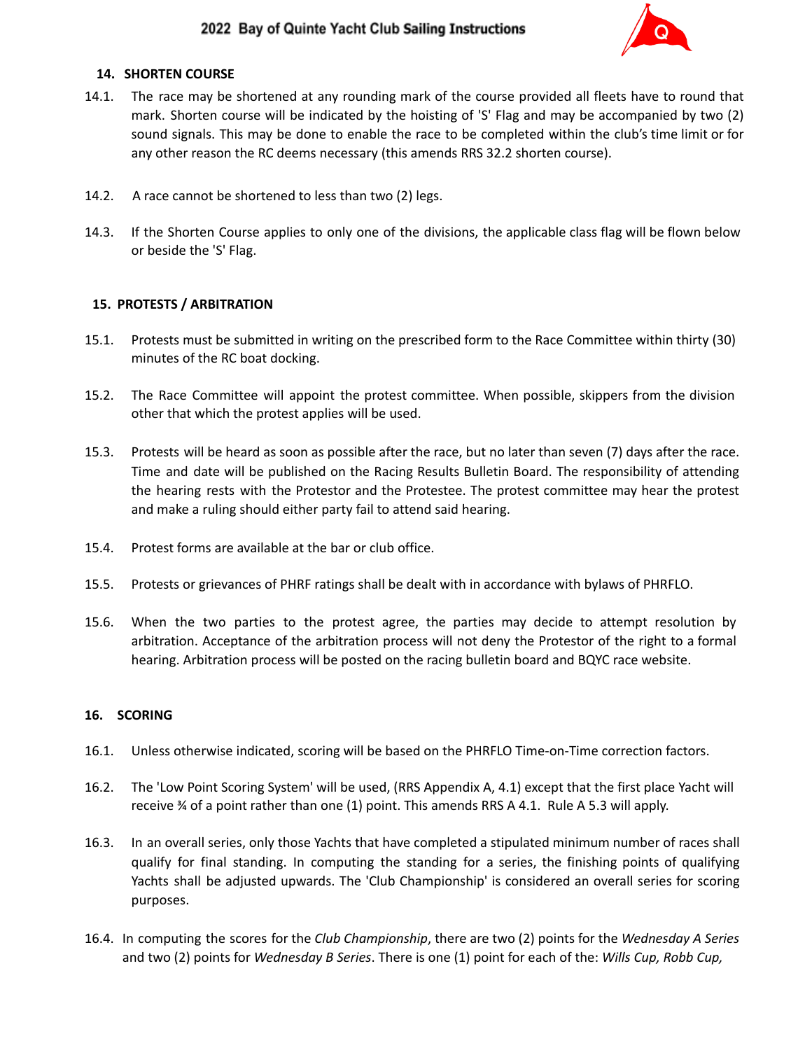## 14. SHORTEN COURSE

14.1. The race may be shortened at any rounding mark of the course provided all fleets have to round that mark. Shorten course will be indicated by the hoisting of 'S' Flag and may be accompanied by two (2) sound signals. This may be done to enable the race to be completed within the club's time limit or for any other reason the RC deems necessary (this amends RRS 32.2 shorten course).

14.2. A race cannot be shortened to less than two (2) legs.

14.3. If the Shorten Course applies to only one of the divisions, the applicable class flag will be flown below or beside the 'S' Flag.

## 15. PROTESTS / ARBITRATION

15.1. Protests must be submitted in writing on the prescribed form to the Race Committee within thirty (30) minutes of the RC boat docking.

15.2. The Race Committee will appoint the protest committee. When possible, skippers from the division other that which the protest applies will be used.

15.3. Protests will be heard as soon as possible after the race, but no later than seven (7) days after the race. Time and date will be published on the Racing Results Bulletin Board. The responsibility of attending the hearing rests with the Protestor and the Protestee. The protest committee may hear the protest and make a ruling should either party fail to attend said hearing.

15.4. Protest forms are available at the bar or club office.

15.5. Protests or grievances of PHRF ratings shall be dealt with in accordance with bylaws of PHRFLO.

15.6. When the two parties to the protest agree, the parties may decide to attempt resolution by arbitration. Acceptance of the arbitration process will not deny the Protestor of the right to a formal hearing. Arbitration process will be posted on the racing bulletin board and BQYC race website.

## 16. SCORING

16.1. Unless otherwise indicated, scoring will be based on the PHRFLO Time-on-Time correction factors.

16.2. The 'Low Point Scoring System' will be used, (RRS Appendix A, 4.1) except that the first place Yacht will receive ¾ of a point rather than one (1) point. This amends RRS A 4.1. Rule A 5.3 will apply.

16.3. In an overall series, only those Yachts that have completed a stipulated minimum number of races shall qualify for final standing. In computing the standing for a series, the finishing points of qualifying Yachts shall be adjusted upwards. The 'Club Championship' is considered an overall series for scoring purposes.

16.4. In computing the scores for the *Club Championship*, there are two (2) points for the *Wednesday A Series* and two (2) points for *Wednesday B Series*. There is one (1) point for each of the: *Wills Cup, Robb Cup,*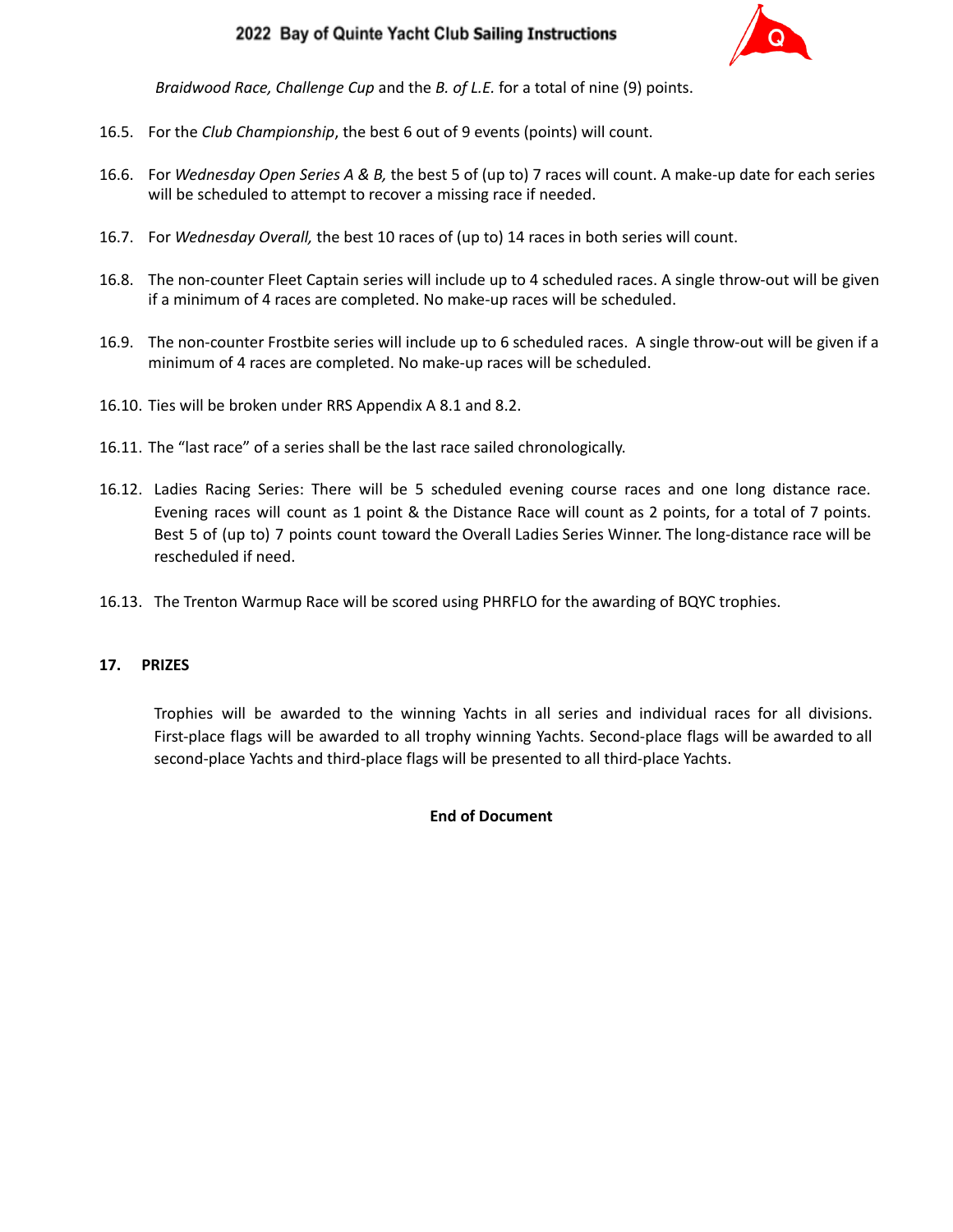*Braidwood Race, Challenge Cup* and the *B. of L.E.* for a total of nine (9) points.

16.5. For the *Club Championship*, the best 6 out of 9 events (points) will count.

16.6. For *Wednesday Open Series A & B,* the best 5 of (up to) 7 races will count. A make-up date for each series will be scheduled to attempt to recover a missing race if needed.

16.7. For *Wednesday Overall,* the best 10 races of (up to) 14 races in both series will count.

16.8. The non-counter Fleet Captain series will include up to 4 scheduled races. A single throw-out will be given if a minimum of 4 races are completed. No make-up races will be scheduled.

16.9. The non-counter Frostbite series will include up to 6 scheduled races. A single throw-out will be given if a minimum of 4 races are completed. No make-up races will be scheduled.

16.10. Ties will be broken under RRS Appendix A 8.1 and 8.2.

16.11. The "last race" of a series shall be the last race sailed chronologically.

16.12. Ladies Racing Series: There will be 5 scheduled evening course races and one long distance race. Evening races will count as 1 point & the Distance Race will count as 2 points, for a total of 7 points. Best 5 of (up to) 7 points count toward the Overall Ladies Series Winner. The long-distance race will be rescheduled if need.

16.13. The Trenton Warmup Race will be scored using PHRFLO for the awarding of BQYC trophies.

## 17. PRIZES

Trophies will be awarded to the winning Yachts in all series and individual races for all divisions. First-place flags will be awarded to all trophy winning Yachts. Second-place flags will be awarded to all second-place Yachts and third-place flags will be presented to all third-place Yachts.

**End of Document**